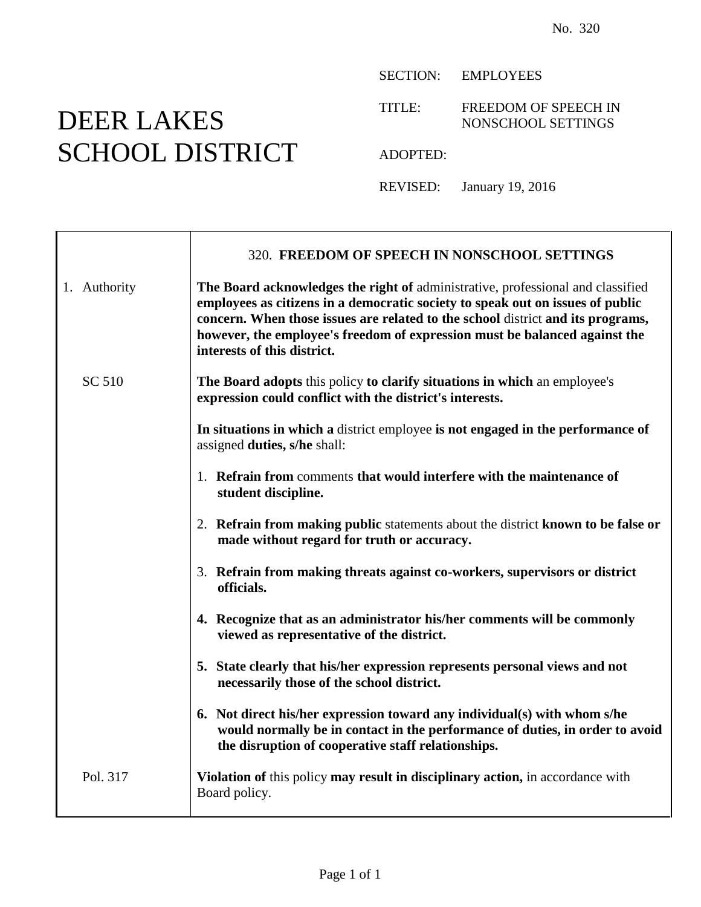No. 320

# DEER LAKES SCHOOL DISTRICT

SECTION: EMPLOYEES

TITLE: FREEDOM OF SPEECH IN NONSCHOOL SETTINGS

ADOPTED:

REVISED: January 19, 2016

## 320. FREEDOM OF SPEECH IN NONSCHOOL SETTINGS

**1. Authority**

**The Board acknowledges the right of** administrative, professional and classified **employees as citizens in a democratic society to speak out on issues of public concern. When those issues are related to the school** district **and its programs, however, the employee's freedom of expression must be balanced against the interests of this district.**

SC 510

**The Board adopts** this policy **to clarify situations in which** an employee's **expression could conflict with the district's interests.**

**In situations in which a** district employee **is not engaged in the performance of** assigned **duties, s/he** shall:

1. **Refrain from** comments **that would interfere with the maintenance of student discipline.**
2. **Refrain from making public** statements about the district **known to be false or made without regard for truth or accuracy.**
3. **Refrain from making threats against co-workers, supervisors or district officials.**
4. **Recognize that as an administrator his/her comments will be commonly viewed as representative of the district.**
5. **State clearly that his/her expression represents personal views and not necessarily those of the school district.**
6. **Not direct his/her expression toward any individual(s) with whom s/he would normally be in contact in the performance of duties, in order to avoid the disruption of cooperative staff relationships.**

Pol. 317

**Violation of** this policy **may result in disciplinary action,** in accordance with Board policy.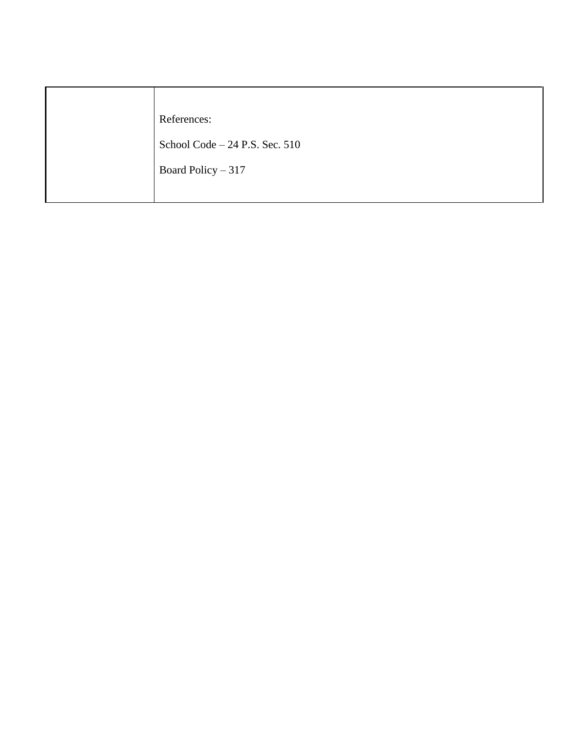| | |
|---|---|
| | References:<br><br>School Code – 24 P.S. Sec. 510<br><br>Board Policy – 317 |